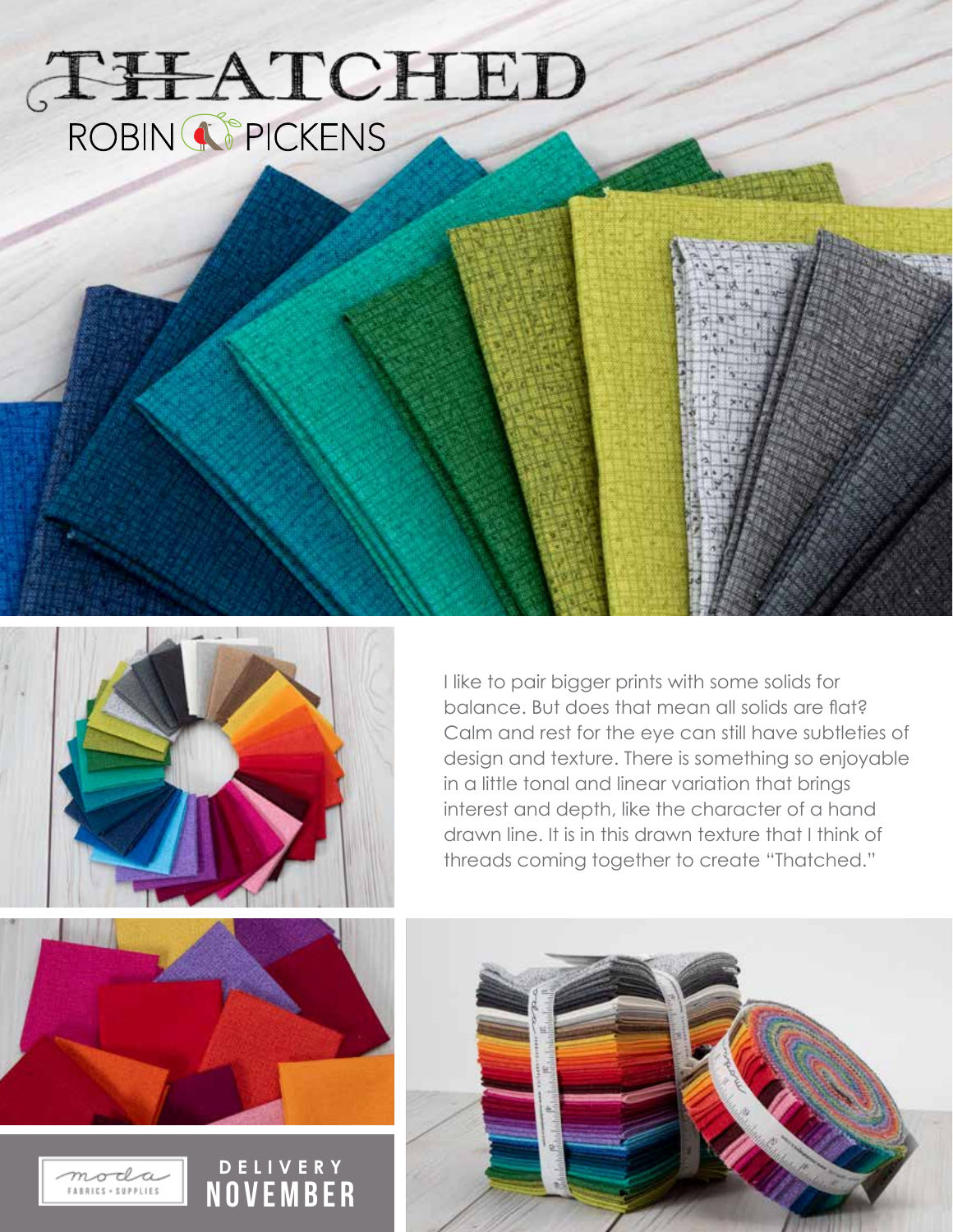# THATCHED

ROBIN PICKENS

I like to pair bigger prints with some solids for balance. But does that mean all solids are flat? Calm and rest for the eye can still have subtleties of design and texture. There is something so enjoyable in a little tonal and linear variation that brings interest and depth, like the character of a hand drawn line. It is in this drawn texture that I think of threads coming together to create "Thatched."

moda FABRICS + SUPPLIES

DELIVERY
NOVEMBER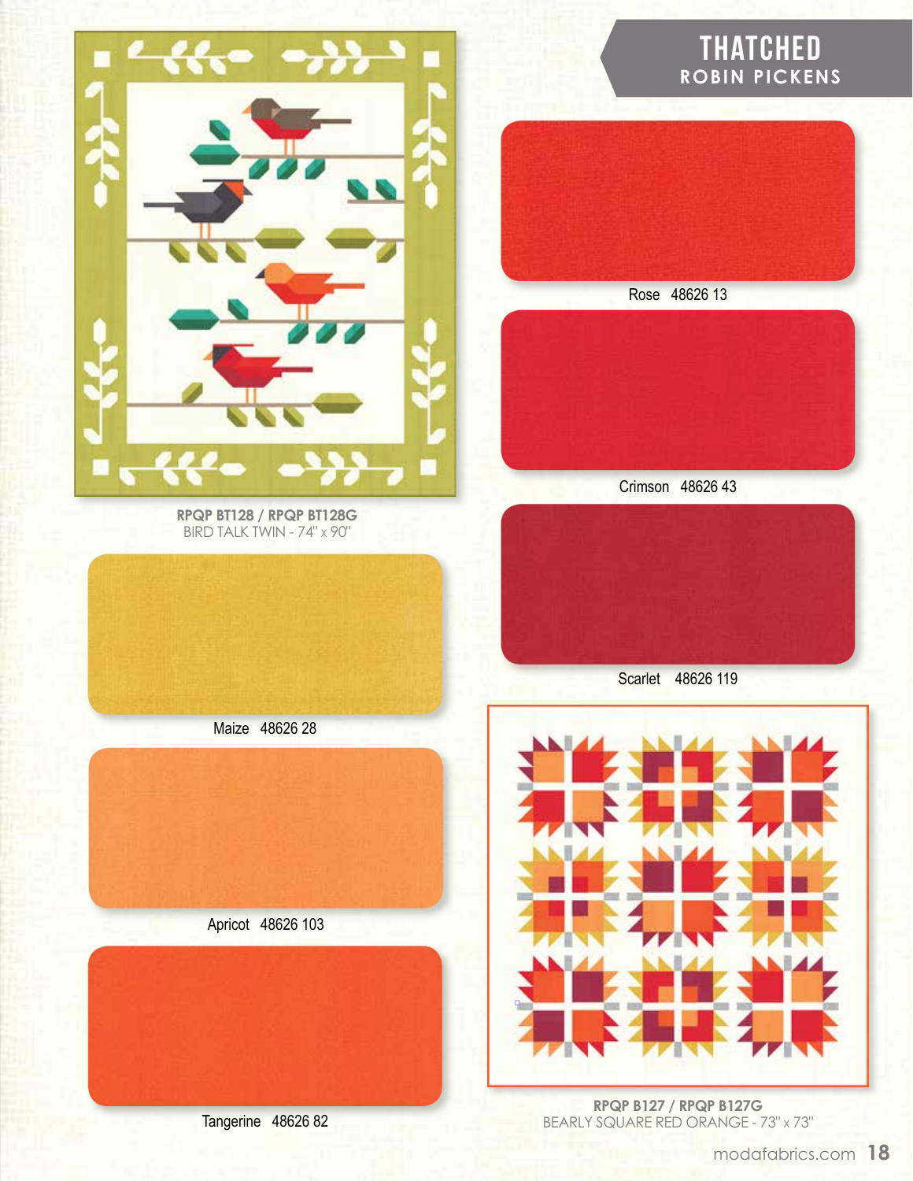# THATCHED

## ROBIN PICKENS

Rose 48626 13

Crimson 48626 43

Scarlet 48626 119

**RPQP BT128 / RPQP BT128G**
BIRD TALK TWIN - 74" x 90"

Maize 48626 28

Apricot 48626 103

Tangerine 48626 82

**RPQP B127 / RPQP B127G**
BEARLY SQUARE RED ORANGE - 73" x 73"

modafabrics.com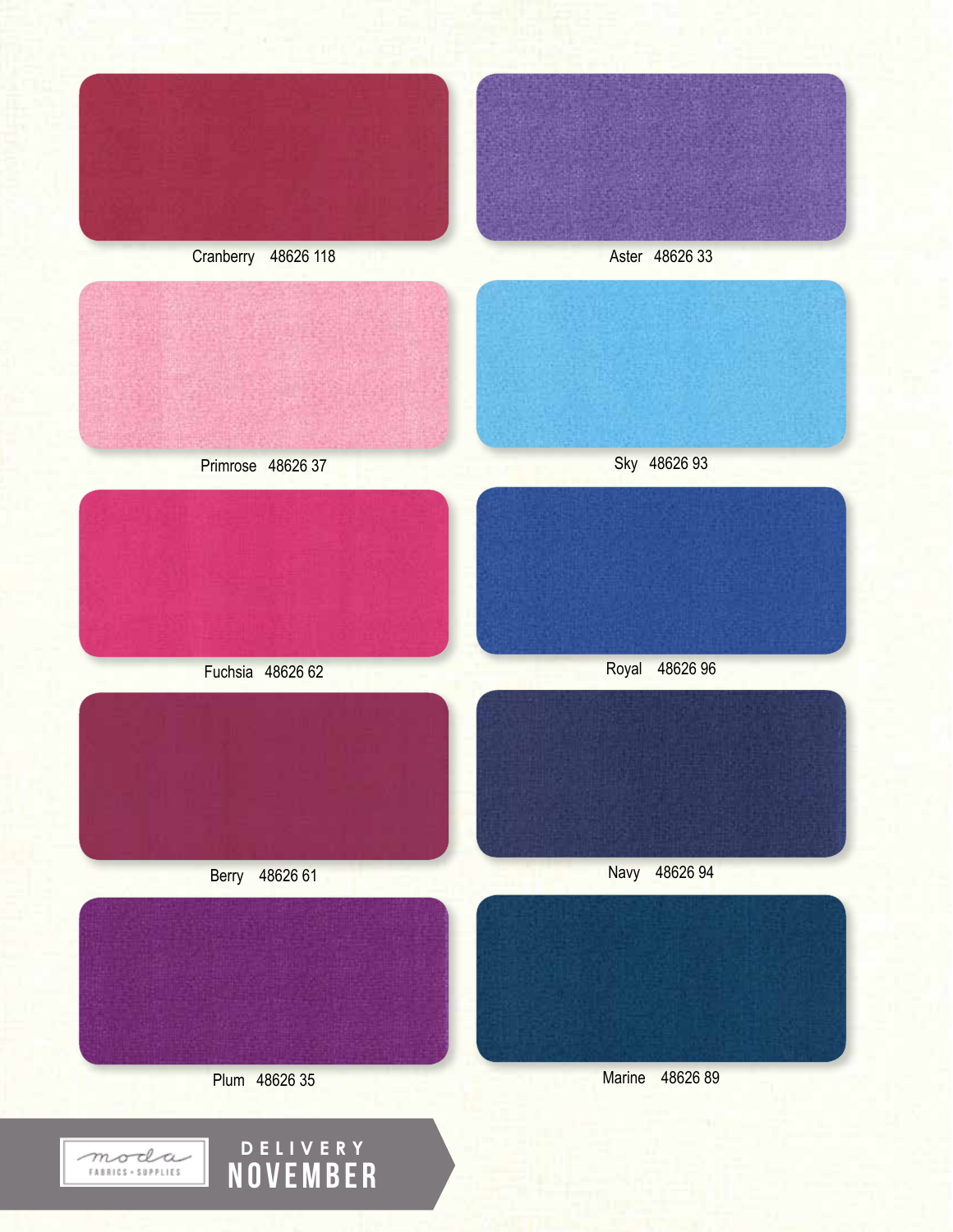Cranberry 48626 118

Aster 48626 33

Primrose 48626 37

Sky 48626 93

Fuchsia 48626 62

Royal 48626 96

Berry 48626 61

Navy 48626 94

Plum 48626 35

Marine 48626 89

moda FABRICS + SUPPLIES

DELIVERY
NOVEMBER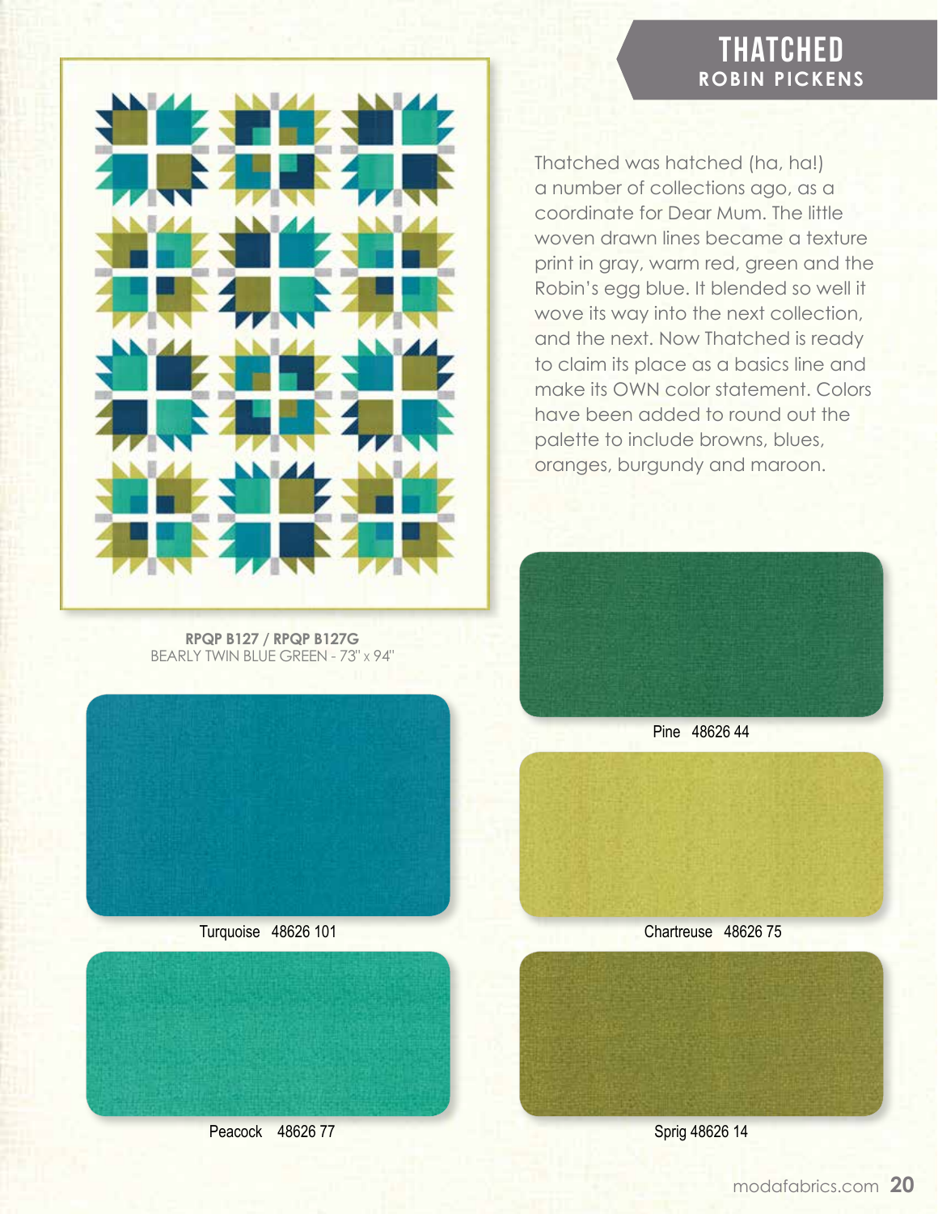# THATCHED
## ROBIN PICKENS

Thatched was hatched (ha, ha!) a number of collections ago, as a coordinate for Dear Mum. The little woven drawn lines became a texture print in gray, warm red, green and the Robin's egg blue. It blended so well it wove its way into the next collection, and the next. Now Thatched is ready to claim its place as a basics line and make its OWN color statement. Colors have been added to round out the palette to include browns, blues, oranges, burgundy and maroon.

**RPQP B127 / RPQP B127G**
BEARLY TWIN BLUE GREEN - 73" x 94"

Pine 48626 44

Turquoise 48626 101

Chartreuse 48626 75

Peacock 48626 77

Sprig 48626 14

modafabrics.com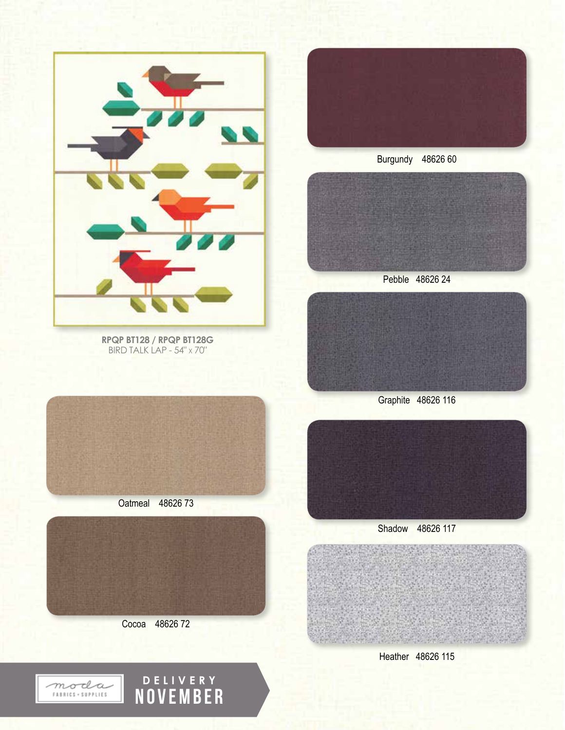**RPQP BT128 / RPQP BT128G**
BIRD TALK LAP - 54" x 70"

Burgundy 48626 60

Pebble 48626 24

Graphite 48626 116

Oatmeal 48626 73

Shadow 48626 117

Cocoa 48626 72

Heather 48626 115

moda FABRICS • SUPPLIES

DELIVERY
NOVEMBER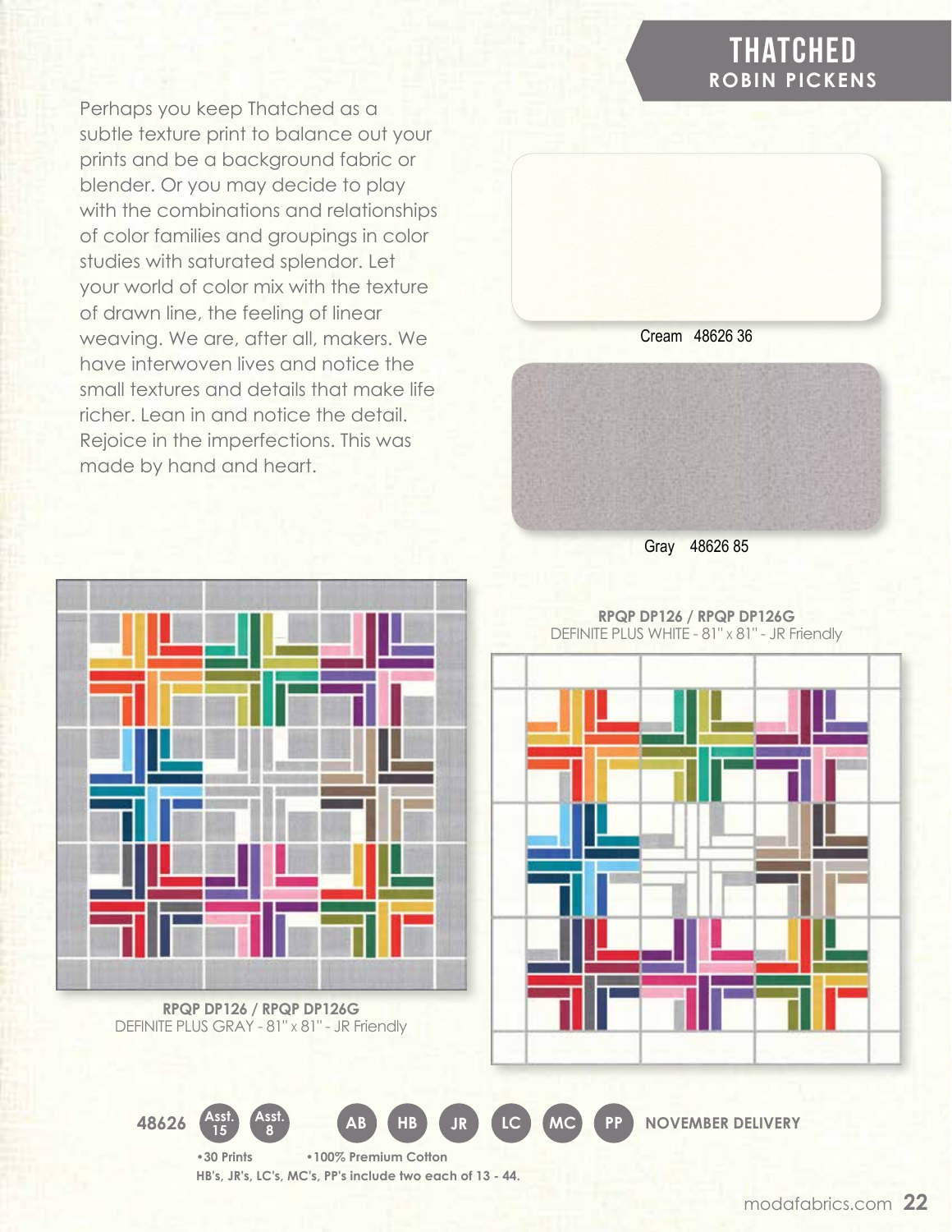# THATCHED
## ROBIN PICKENS

Perhaps you keep Thatched as a subtle texture print to balance out your prints and be a background fabric or blender. Or you may decide to play with the combinations and relationships of color families and groupings in color studies with saturated splendor. Let your world of color mix with the texture of drawn line, the feeling of linear weaving. We are, after all, makers. We have interwoven lives and notice the small textures and details that make life richer. Lean in and notice the detail. Rejoice in the imperfections. This was made by hand and heart.

Cream 48626 36

Gray 48626 85

**RPQP DP126 / RPQP DP126G**
DEFINITE PLUS WHITE - 81" x 81" - JR Friendly

**RPQP DP126 / RPQP DP126G**
DEFINITE PLUS GRAY - 81" x 81" - JR Friendly

**48626** Asst. 15 Asst. 8 AB HB JR LC MC PP **NOVEMBER DELIVERY**

•30 Prints •100% Premium Cotton

**HB's, JR's, LC's, MC's, PP's include two each of 13 - 44.**

modafabrics.com